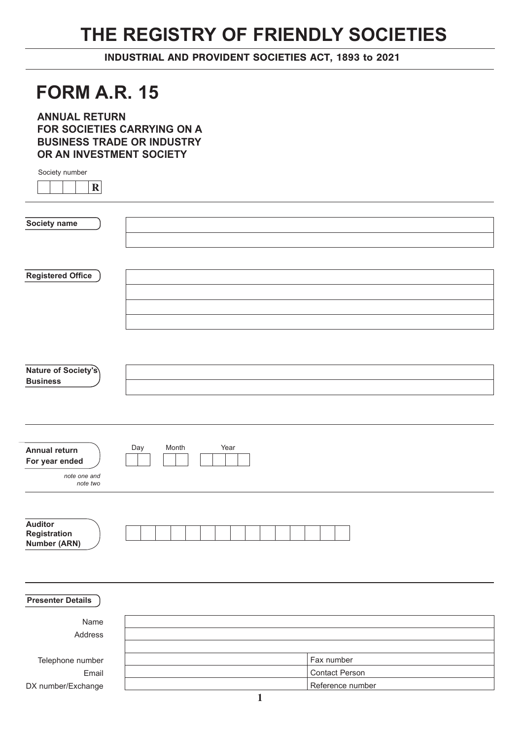# THE REGISTRY OF FRIENDLY SOCIETIES

**INDUSTRIAL AND PROVIDENT SOCIETIES ACT, 1893 to 2021**

## FORM A.R. 15

**ANNUAL RETURN**
**FOR SOCIETIES CARRYING ON A**
**BUSINESS TRADE OR INDUSTRY**
**OR AN INVESTMENT SOCIETY**

Society number

| | | | | R |
|---|---|---|---|---|

**Society name**

**Registered Office**

**Nature of Society's Business**

**Annual return For year ended**

*note one and note two*

| Day | | Month | | Year | | | |
|---|---|---|---|---|---|---|---|
| | | | | | | | |

**Auditor Registration Number (ARN)**

**Presenter Details**

| | | |
|---|---|---|
| Name | | |
| Address | | |
| | | |
| Telephone number | | Fax number |
| Email | | Contact Person |
| DX number/Exchange | | Reference number |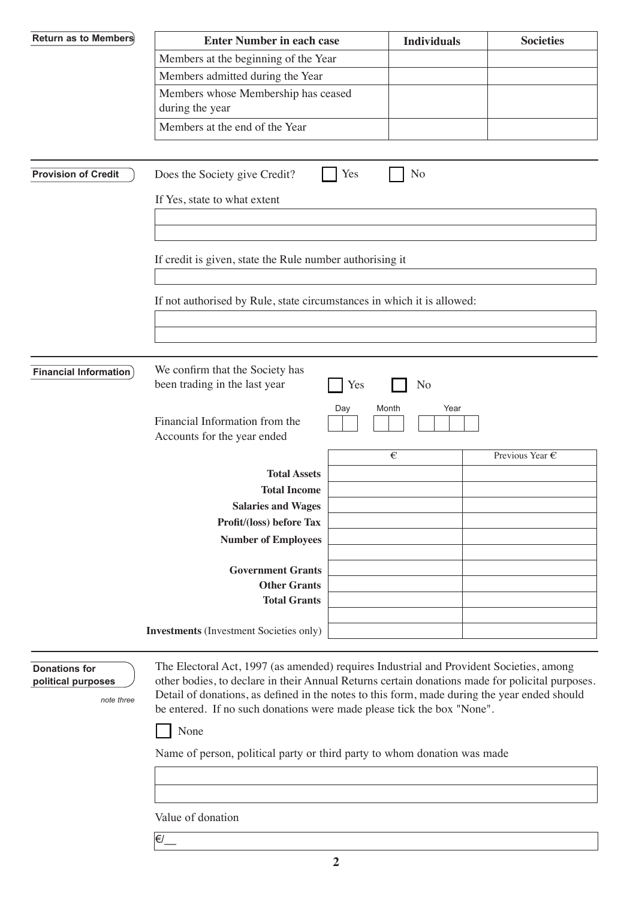## Return as to Members

| Enter Number in each case | Individuals | Societies |
|---|---|---|
| Members at the beginning of the Year | | |
| Members admitted during the Year | | |
| Members whose Membership has ceased during the year | | |
| Members at the end of the Year | | |

## Provision of Credit

Does the Society give Credit? ☐ Yes ☐ No

If Yes, state to what extent

If credit is given, state the Rule number authorising it

If not authorised by Rule, state circumstances in which it is allowed:

## Financial Information

We confirm that the Society has been trading in the last year ☐ Yes ☐ No

Financial Information from the Accounts for the year ended Day __ __ Month __ __ Year __ __ __ __

| | € | Previous Year € |
|---|---|---|
| **Total Assets** | | |
| **Total Income** | | |
| **Salaries and Wages** | | |
| **Profit/(loss) before Tax** | | |
| **Number of Employees** | | |
| | | |
| **Government Grants** | | |
| **Other Grants** | | |
| **Total Grants** | | |
| | | |
| **Investments** (Investment Societies only) | | |

## Donations for political purposes

*note three*

The Electoral Act, 1997 (as amended) requires Industrial and Provident Societies, among other bodies, to declare in their Annual Returns certain donations made for policital purposes. Detail of donations, as defined in the notes to this form, made during the year ended should be entered. If no such donations were made please tick the box "None".

☐ None

Name of person, political party or third party to whom donation was made

Value of donation

€/__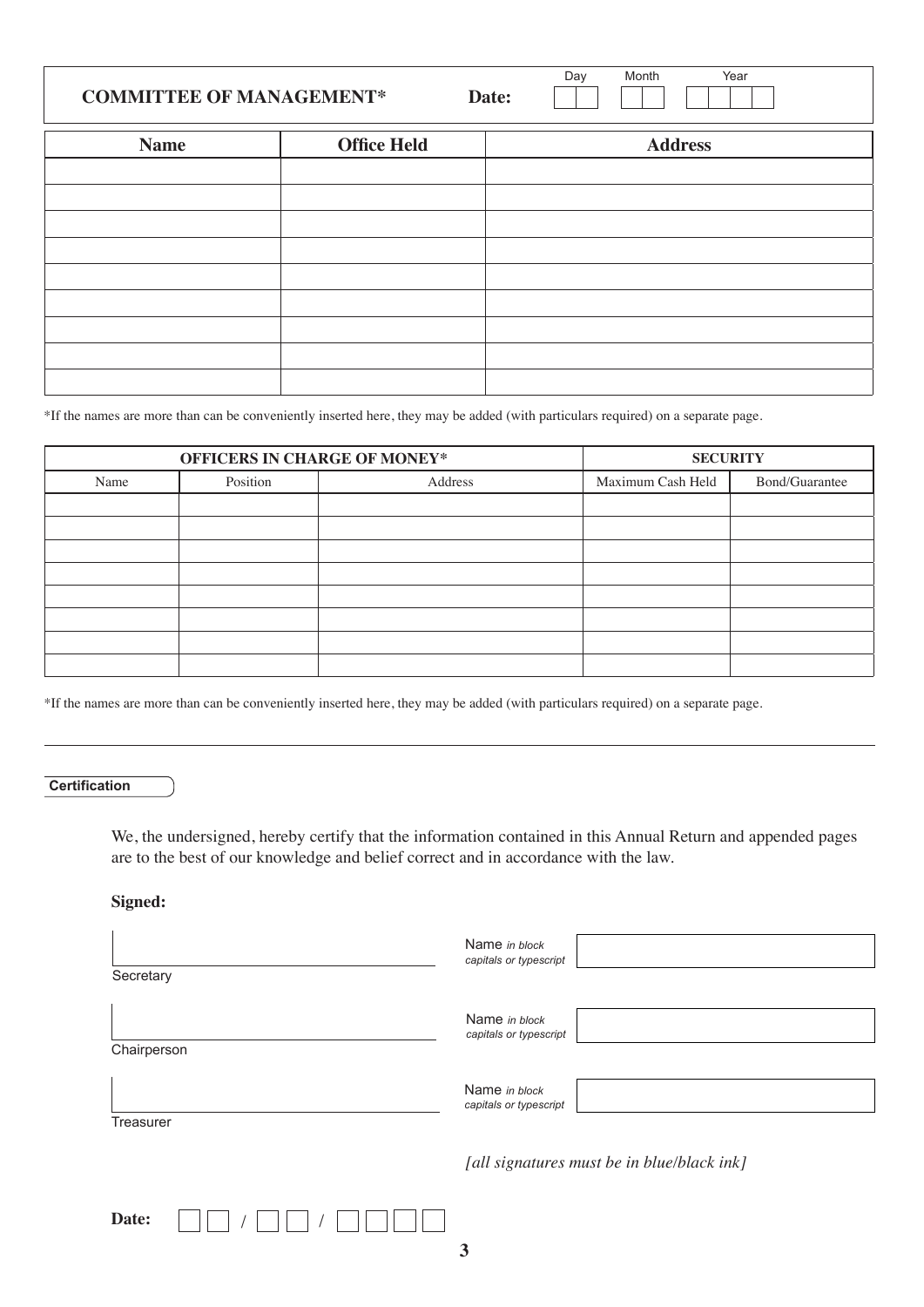## COMMITTEE OF MANAGEMENT*

**Date:** Day ☐☐ Month ☐☐ Year ☐☐☐☐

| **Name** | **Office Held** | **Address** |
|---|---|---|
| | | |
| | | |
| | | |
| | | |
| | | |
| | | |
| | | |
| | | |
| | | |

*If the names are more than can be conveniently inserted here, they may be added (with particulars required) on a separate page.

| **OFFICERS IN CHARGE OF MONEY*** | | | **SECURITY** | |
|---|---|---|---|---|
| Name | Position | Address | Maximum Cash Held | Bond/Guarantee |
| | | | | |
| | | | | |
| | | | | |
| | | | | |
| | | | | |
| | | | | |
| | | | | |
| | | | | |

*If the names are more than can be conveniently inserted here, they may be added (with particulars required) on a separate page.

---

**Certification**

We, the undersigned, hereby certify that the information contained in this Annual Return and appended pages are to the best of our knowledge and belief correct and in accordance with the law.

**Signed:**

______________________________ Name *in block capitals or typescript* ______________________________

Secretary

______________________________ Name *in block capitals or typescript* ______________________________

Chairperson

______________________________ Name *in block capitals or typescript* ______________________________

Treasurer

*[all signatures must be in blue/black ink]*

**Date:** ☐☐ / ☐☐ / ☐☐☐☐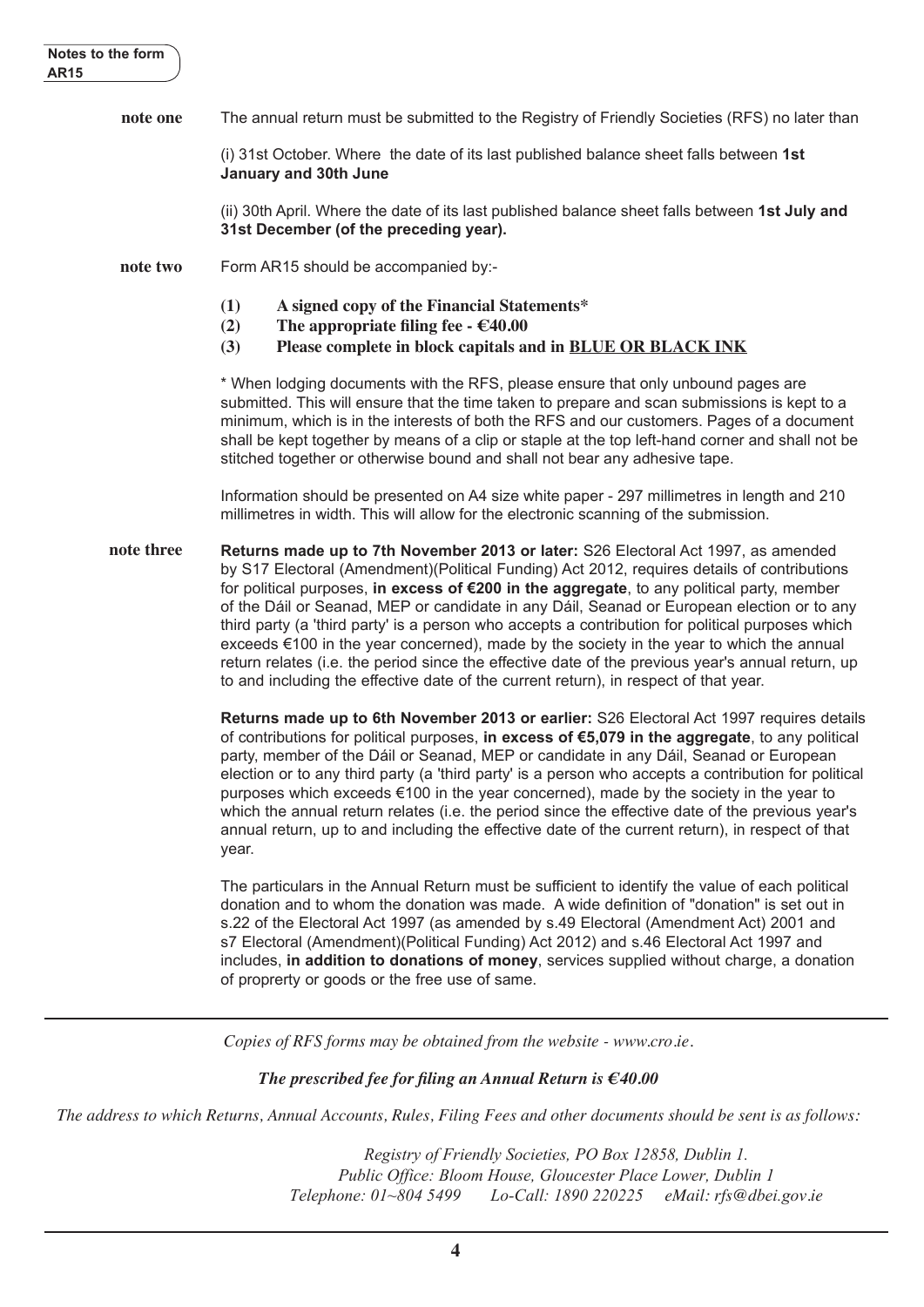**Notes to the form AR15**

**note one** The annual return must be submitted to the Registry of Friendly Societies (RFS) no later than

(i) 31st October. Where the date of its last published balance sheet falls between **1st January and 30th June**

(ii) 30th April. Where the date of its last published balance sheet falls between **1st July and 31st December (of the preceding year).**

**note two** Form AR15 should be accompanied by:-

**(1) A signed copy of the Financial Statements***
**(2) The appropriate filing fee - €40.00**
**(3) Please complete in block capitals and in BLUE OR BLACK INK**

* When lodging documents with the RFS, please ensure that only unbound pages are submitted. This will ensure that the time taken to prepare and scan submissions is kept to a minimum, which is in the interests of both the RFS and our customers. Pages of a document shall be kept together by means of a clip or staple at the top left-hand corner and shall not be stitched together or otherwise bound and shall not bear any adhesive tape.

Information should be presented on A4 size white paper - 297 millimetres in length and 210 millimetres in width. This will allow for the electronic scanning of the submission.

**note three** **Returns made up to 7th November 2013 or later:** S26 Electoral Act 1997, as amended by S17 Electoral (Amendment)(Political Funding) Act 2012, requires details of contributions for political purposes, **in excess of €200 in the aggregate**, to any political party, member of the Dáil or Seanad, MEP or candidate in any Dáil, Seanad or European election or to any third party (a 'third party' is a person who accepts a contribution for political purposes which exceeds €100 in the year concerned), made by the society in the year to which the annual return relates (i.e. the period since the effective date of the previous year's annual return, up to and including the effective date of the current return), in respect of that year.

**Returns made up to 6th November 2013 or earlier:** S26 Electoral Act 1997 requires details of contributions for political purposes, **in excess of €5,079 in the aggregate**, to any political party, member of the Dáil or Seanad, MEP or candidate in any Dáil, Seanad or European election or to any third party (a 'third party' is a person who accepts a contribution for political purposes which exceeds €100 in the year concerned), made by the society in the year to which the annual return relates (i.e. the period since the effective date of the previous year's annual return, up to and including the effective date of the current return), in respect of that year.

The particulars in the Annual Return must be sufficient to identify the value of each political donation and to whom the donation was made. A wide definition of "donation" is set out in s.22 of the Electoral Act 1997 (as amended by s.49 Electoral (Amendment Act) 2001 and s7 Electoral (Amendment)(Political Funding) Act 2012) and s.46 Electoral Act 1997 and includes, **in addition to donations of money**, services supplied without charge, a donation of proprerty or goods or the free use of same.

---

*Copies of RFS forms may be obtained from the website - www.cro.ie.*

***The prescribed fee for filing an Annual Return is €40.00***

*The address to which Returns, Annual Accounts, Rules, Filing Fees and other documents should be sent is as follows:*

*Registry of Friendly Societies, PO Box 12858, Dublin 1.*
*Public Office: Bloom House, Gloucester Place Lower, Dublin 1*
*Telephone: 01~804 5499 Lo-Call: 1890 220225 eMail: rfs@dbei.gov.ie*